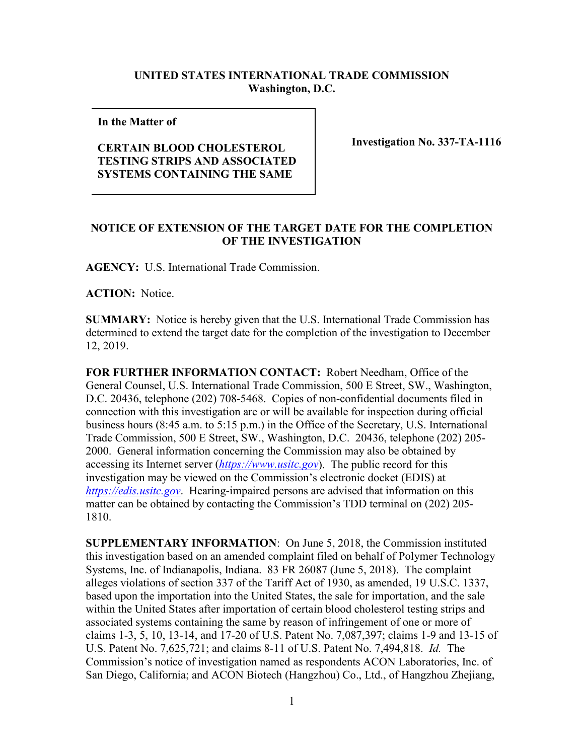**UNITED STATES INTERNATIONAL TRADE COMMISSION**
**Washington, D.C.**

| **In the Matter of**<br><br>**CERTAIN BLOOD CHOLESTEROL TESTING STRIPS AND ASSOCIATED SYSTEMS CONTAINING THE SAME** | **Investigation No. 337-TA-1116** |
|---|---|

## NOTICE OF EXTENSION OF THE TARGET DATE FOR THE COMPLETION OF THE INVESTIGATION

**AGENCY:** U.S. International Trade Commission.

**ACTION:** Notice.

**SUMMARY:** Notice is hereby given that the U.S. International Trade Commission has determined to extend the target date for the completion of the investigation to December 12, 2019.

**FOR FURTHER INFORMATION CONTACT:** Robert Needham, Office of the General Counsel, U.S. International Trade Commission, 500 E Street, SW., Washington, D.C. 20436, telephone (202) 708-5468. Copies of non-confidential documents filed in connection with this investigation are or will be available for inspection during official business hours (8:45 a.m. to 5:15 p.m.) in the Office of the Secretary, U.S. International Trade Commission, 500 E Street, SW., Washington, D.C. 20436, telephone (202) 205-2000. General information concerning the Commission may also be obtained by accessing its Internet server (*https://www.usitc.gov*). The public record for this investigation may be viewed on the Commission's electronic docket (EDIS) at *https://edis.usitc.gov*. Hearing-impaired persons are advised that information on this matter can be obtained by contacting the Commission's TDD terminal on (202) 205-1810.

**SUPPLEMENTARY INFORMATION**: On June 5, 2018, the Commission instituted this investigation based on an amended complaint filed on behalf of Polymer Technology Systems, Inc. of Indianapolis, Indiana. 83 FR 26087 (June 5, 2018). The complaint alleges violations of section 337 of the Tariff Act of 1930, as amended, 19 U.S.C. 1337, based upon the importation into the United States, the sale for importation, and the sale within the United States after importation of certain blood cholesterol testing strips and associated systems containing the same by reason of infringement of one or more of claims 1-3, 5, 10, 13-14, and 17-20 of U.S. Patent No. 7,087,397; claims 1-9 and 13-15 of U.S. Patent No. 7,625,721; and claims 8-11 of U.S. Patent No. 7,494,818. *Id.* The Commission's notice of investigation named as respondents ACON Laboratories, Inc. of San Diego, California; and ACON Biotech (Hangzhou) Co., Ltd., of Hangzhou Zhejiang,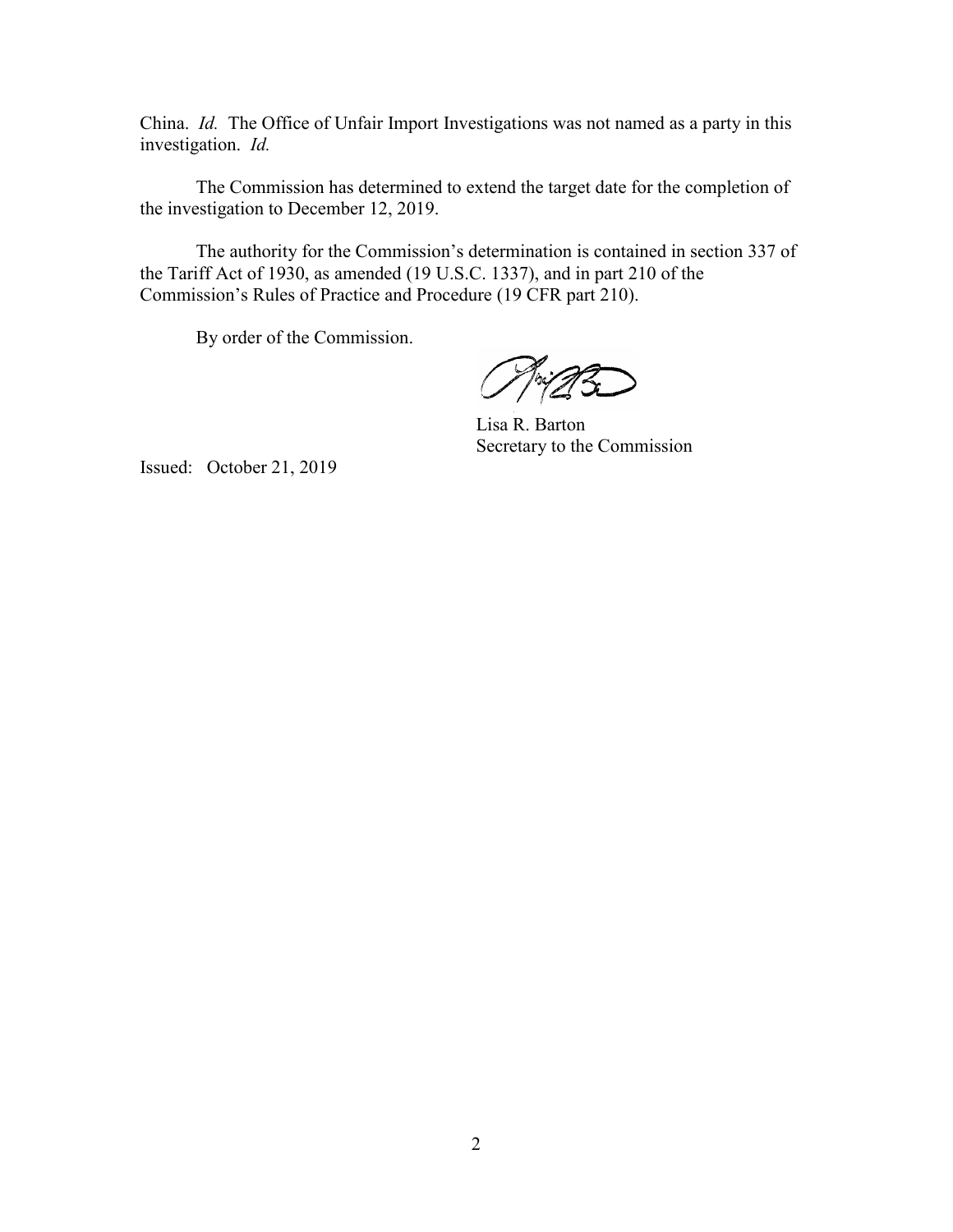China. *Id.* The Office of Unfair Import Investigations was not named as a party in this investigation. *Id.*

The Commission has determined to extend the target date for the completion of the investigation to December 12, 2019.

The authority for the Commission's determination is contained in section 337 of the Tariff Act of 1930, as amended (19 U.S.C. 1337), and in part 210 of the Commission's Rules of Practice and Procedure (19 CFR part 210).

By order of the Commission.

Lisa R. Barton
Secretary to the Commission

Issued: October 21, 2019